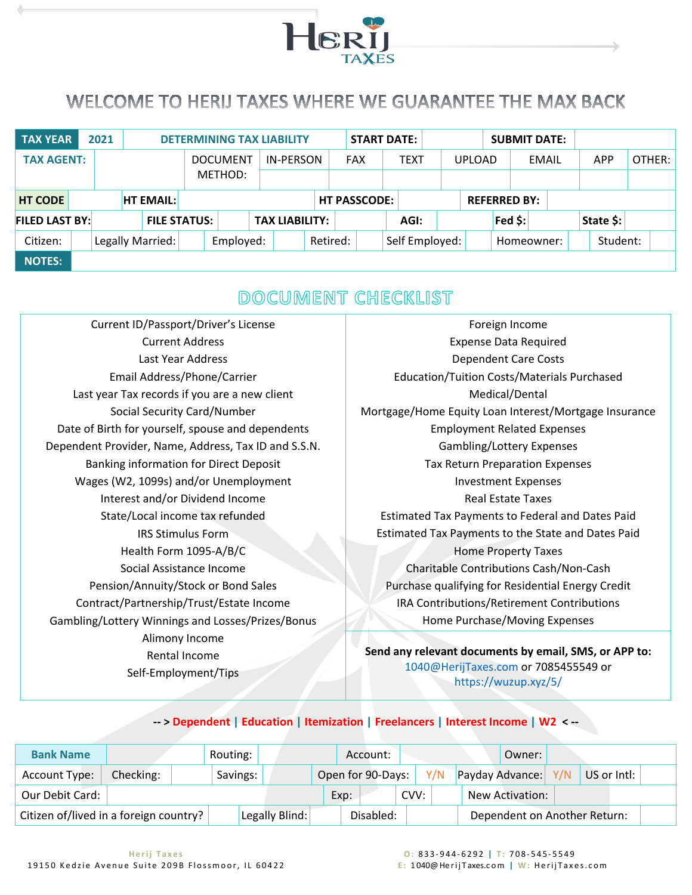# Herij Taxes

## WELCOME TO HERIJ TAXES WHERE WE GUARANTEE THE MAX BACK

| TAX YEAR | 2021 | DETERMINING TAX LIABILITY | START DATE: | | SUBMIT DATE: | |
|---|---|---|---|---|---|---|

| TAX AGENT: | | DOCUMENT METHOD: | IN-PERSON | FAX | TEXT | UPLOAD | EMAIL | APP | OTHER: |
|---|---|---|---|---|---|---|---|---|---|
| | | | | | | | | | |

| HT CODE | | HT EMAIL: | | HT PASSCODE: | | REFERRED BY: | |
|---|---|---|---|---|---|---|---|

| FILED LAST BY: | | FILE STATUS: | | TAX LIABILITY: | | AGI: | | Fed $: | | State $: | |
|---|---|---|---|---|---|---|---|---|---|---|---|

| Citizen: | | Legally Married: | | Employed: | | Retired: | | Self Employed: | | Homeowner: | | Student: | |
|---|---|---|---|---|---|---|---|---|---|---|---|---|---|

| NOTES: | |
|---|---|

## DOCUMENT CHECKLIST

| | |
|---|---|
| Current ID/Passport/Driver's License | Foreign Income |
| Current Address | Expense Data Required |
| Last Year Address | Dependent Care Costs |
| Email Address/Phone/Carrier | Education/Tuition Costs/Materials Purchased |
| Last year Tax records if you are a new client | Medical/Dental |
| Social Security Card/Number | Mortgage/Home Equity Loan Interest/Mortgage Insurance |
| Date of Birth for yourself, spouse and dependents | Employment Related Expenses |
| Dependent Provider, Name, Address, Tax ID and S.S.N. | Gambling/Lottery Expenses |
| Banking information for Direct Deposit | Tax Return Preparation Expenses |
| Wages (W2, 1099s) and/or Unemployment | Investment Expenses |
| Interest and/or Dividend Income | Real Estate Taxes |
| State/Local income tax refunded | Estimated Tax Payments to Federal and Dates Paid |
| IRS Stimulus Form | Estimated Tax Payments to the State and Dates Paid |
| Health Form 1095-A/B/C | Home Property Taxes |
| Social Assistance Income | Charitable Contributions Cash/Non-Cash |
| Pension/Annuity/Stock or Bond Sales | Purchase qualifying for Residential Energy Credit |
| Contract/Partnership/Trust/Estate Income | IRA Contributions/Retirement Contributions |
| Gambling/Lottery Winnings and Losses/Prizes/Bonus | Home Purchase/Moving Expenses |
| Alimony Income | **Send any relevant documents by email, SMS, or APP to:** 1040@HerijTaxes.com or 7085455549 or https://wuzup.xyz/5/ |
| Rental Income | |
| Self-Employment/Tips | |

-- > Dependent | Education | Itemization | Freelancers | Interest Income | W2 < --

| Bank Name | | Routing: | | Account: | | Owner: | |
|---|---|---|---|---|---|---|---|

| Account Type: | Checking: | | Savings: | | Open for 90-Days: | Y/N | Payday Advance: | Y/N | US or Intl: | |
|---|---|---|---|---|---|---|---|---|---|---|

| Our Debit Card: | | Exp: | | CVV: | | New Activation: | |
|---|---|---|---|---|---|---|---|

| Citizen of/lived in a foreign country? | | Legally Blind: | | Disabled: | | Dependent on Another Return: | |
|---|---|---|---|---|---|---|---|

Herij Taxes
19150 Kedzie Avenue Suite 209B Flossmoor, IL 60422

O: 833-944-6292 | T: 708-545-5549
E: 1040@HerijTaxes.com | W: HerijTaxes.com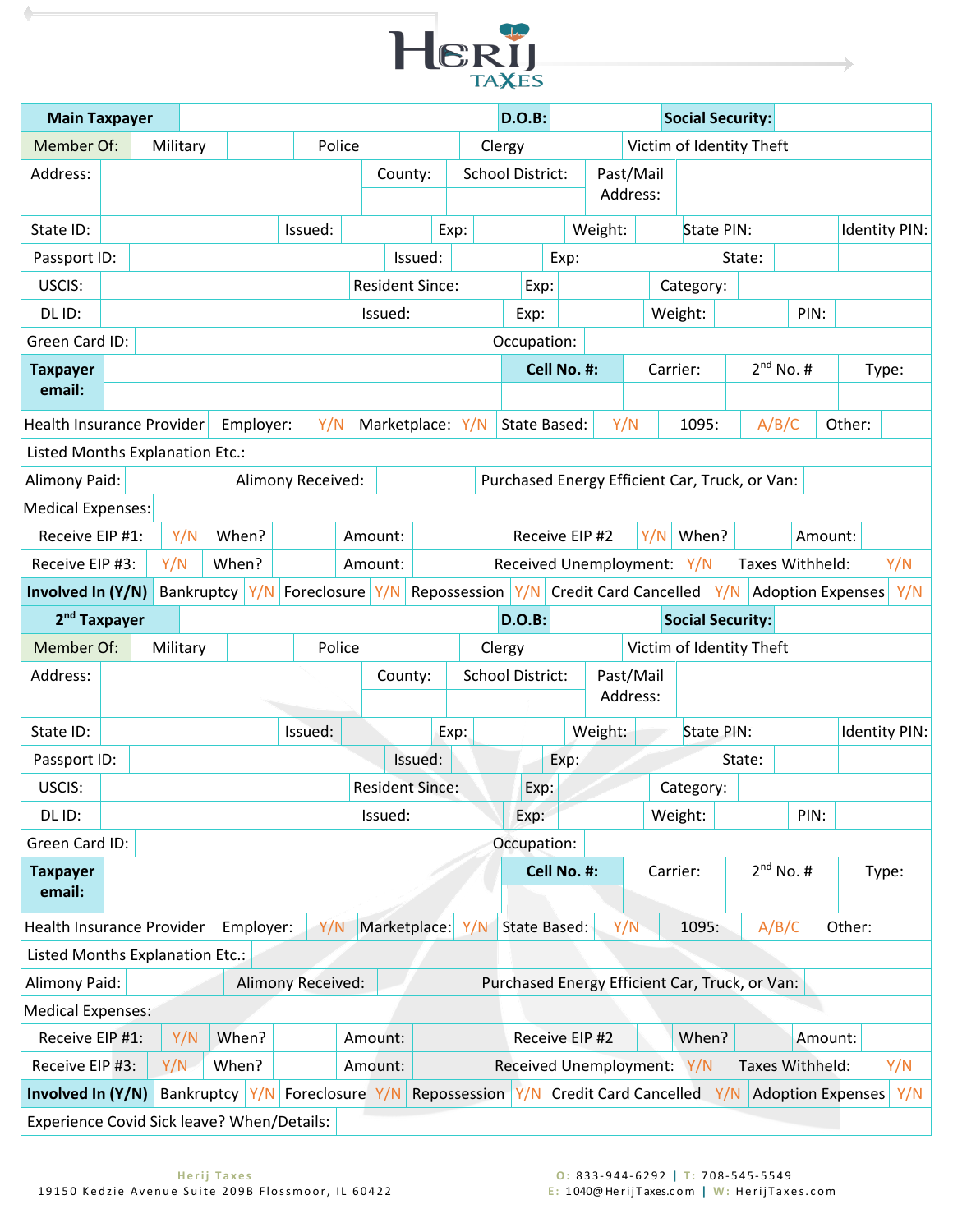# Herij Taxes

| Main Taxpayer | | D.O.B: | | Social Security: | |
|---|---|---|---|---|---|

| Member Of: | Military | | Police | | Clergy | | Victim of Identity Theft | |
|---|---|---|---|---|---|---|---|---|

| Address: | | County: | School District: | Past/Mail Address: | |
|---|---|---|---|---|---|

| State ID: | | Issued: | | Exp: | | Weight: | | State PIN: | | Identity PIN: |
|---|---|---|---|---|---|---|---|---|---|---|
| Passport ID: | | Issued: | | Exp: | | State: | | | | |
| USCIS: | | Resident Since: | | Exp: | | Category: | | | | |
| DL ID: | | Issued: | | Exp: | | Weight: | | PIN: | | |
| Green Card ID: | | Occupation: | | | | | | | | |

| Taxpayer email: | | Cell No. #: | Carrier: | 2nd No. # | Type: |
|---|---|---|---|---|---|

| Health Insurance Provider | Employer: | Y/N | Marketplace: | Y/N | State Based: | Y/N | 1095: | A/B/C | Other: | |
|---|---|---|---|---|---|---|---|---|---|---|
| Listed Months Explanation Etc.: | | | | | | | | | | |
| Alimony Paid: | | Alimony Received: | | Purchased Energy Efficient Car, Truck, or Van: | | | | | | |
| Medical Expenses: | | | | | | | | | | |

| Receive EIP #1: | Y/N | When? | | Amount: | | Receive EIP #2 | Y/N | When? | | Amount: | |
|---|---|---|---|---|---|---|---|---|---|---|---|
| Receive EIP #3: | Y/N | When? | | Amount: | | Received Unemployment: | Y/N | Taxes Withheld: | Y/N | | |

| Involved In (Y/N) | Bankruptcy | Y/N | Foreclosure | Y/N | Repossession | Y/N | Credit Card Cancelled | Y/N | Adoption Expenses | Y/N |
|---|---|---|---|---|---|---|---|---|---|---|

| 2nd Taxpayer | | D.O.B: | | Social Security: | |
|---|---|---|---|---|---|

| Member Of: | Military | | Police | | Clergy | | Victim of Identity Theft | |
|---|---|---|---|---|---|---|---|---|

| Address: | | County: | School District: | Past/Mail Address: | |
|---|---|---|---|---|---|

| State ID: | | Issued: | | Exp: | | Weight: | | State PIN: | | Identity PIN: |
|---|---|---|---|---|---|---|---|---|---|---|
| Passport ID: | | Issued: | | Exp: | | State: | | | | |
| USCIS: | | Resident Since: | | Exp: | | Category: | | | | |
| DL ID: | | Issued: | | Exp: | | Weight: | | PIN: | | |
| Green Card ID: | | Occupation: | | | | | | | | |

| Taxpayer email: | | Cell No. #: | Carrier: | 2nd No. # | Type: |
|---|---|---|---|---|---|

| Health Insurance Provider | Employer: | Y/N | Marketplace: | Y/N | State Based: | Y/N | 1095: | A/B/C | Other: | |
|---|---|---|---|---|---|---|---|---|---|---|
| Listed Months Explanation Etc.: | | | | | | | | | | |
| Alimony Paid: | | Alimony Received: | | Purchased Energy Efficient Car, Truck, or Van: | | | | | | |
| Medical Expenses: | | | | | | | | | | |

| Receive EIP #1: | Y/N | When? | | Amount: | | Receive EIP #2 | | When? | | Amount: | |
|---|---|---|---|---|---|---|---|---|---|---|---|
| Receive EIP #3: | Y/N | When? | | Amount: | | Received Unemployment: | Y/N | Taxes Withheld: | Y/N | | |

| Involved In (Y/N) | Bankruptcy | Y/N | Foreclosure | Y/N | Repossession | Y/N | Credit Card Cancelled | Y/N | Adoption Expenses | Y/N |
|---|---|---|---|---|---|---|---|---|---|---|
| Experience Covid Sick leave? When/Details: | | | | | | | | | | |

Herij Taxes
19150 Kedzie Avenue Suite 209B Flossmoor, IL 60422

O: 833-944-6292 | T: 708-545-5549
E: 1040@HerijTaxes.com | W: HerijTaxes.com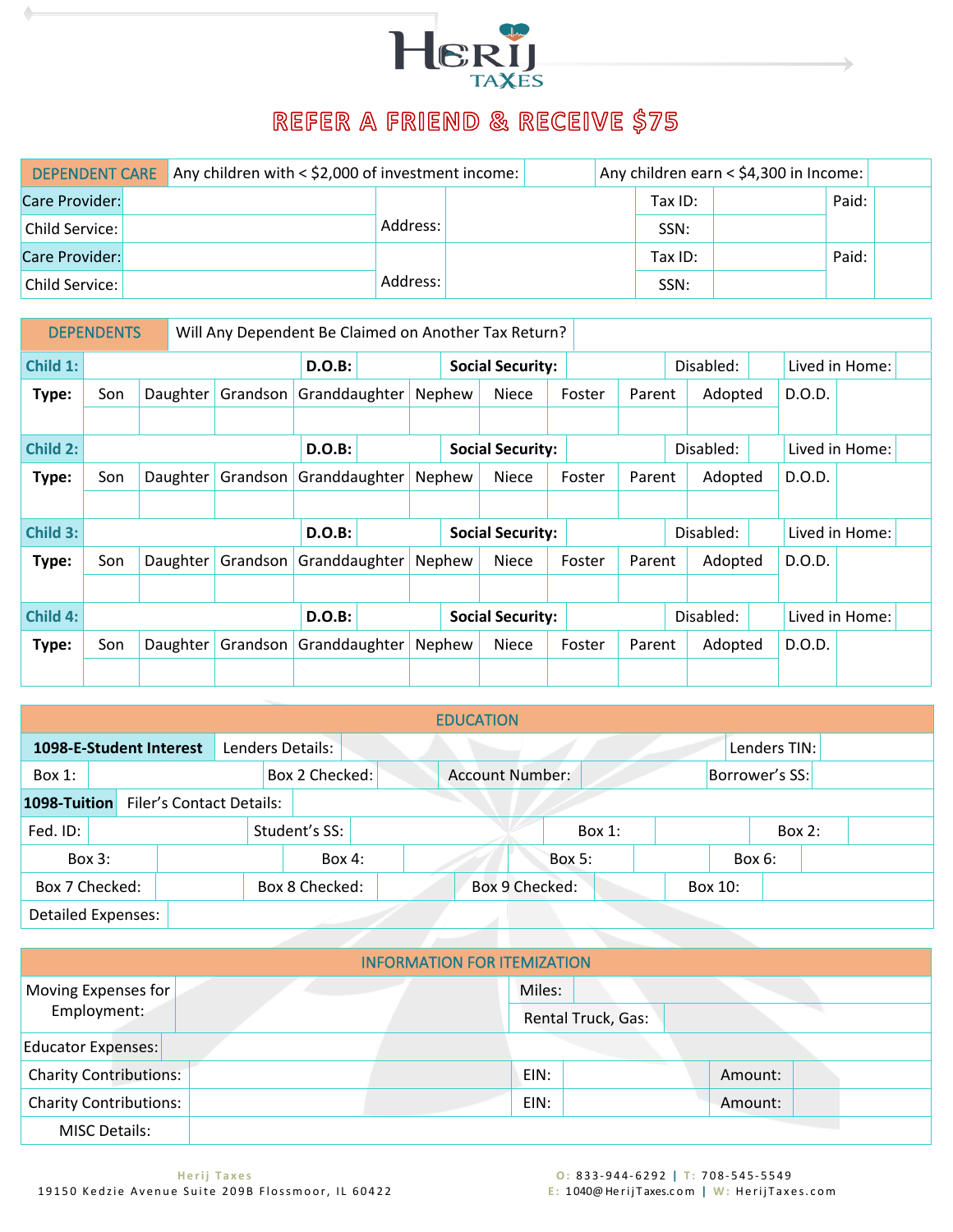# Herij TAXES

## REFER A FRIEND & RECEIVE $75

| DEPENDENT CARE | Any children with < $2,000 of investment income: | | Any children earn < $4,300 in Income: | | | |
|---|---|---|---|---|---|---|
| Care Provider: | | Address: | | Tax ID: | | Paid: |
| Child Service: | | | | SSN: | | |
| Care Provider: | | Address: | | Tax ID: | | Paid: |
| Child Service: | | | | SSN: | | |

| DEPENDENTS | Will Any Dependent Be Claimed on Another Tax Return? | | | | | | | | | |
|---|---|---|---|---|---|---|---|---|---|---|
| **Child 1:** | | | **D.O.B:** | | **Social Security:** | | Disabled: | | Lived in Home: | |
| **Type:** | Son | Daughter | Grandson | Granddaughter | Nephew | Niece | Foster | Parent | Adopted | D.O.D. |
| | | | | | | | | | | |
| **Child 2:** | | | **D.O.B:** | | **Social Security:** | | Disabled: | | Lived in Home: | |
| **Type:** | Son | Daughter | Grandson | Granddaughter | Nephew | Niece | Foster | Parent | Adopted | D.O.D. |
| | | | | | | | | | | |
| **Child 3:** | | | **D.O.B:** | | **Social Security:** | | Disabled: | | Lived in Home: | |
| **Type:** | Son | Daughter | Grandson | Granddaughter | Nephew | Niece | Foster | Parent | Adopted | D.O.D. |
| | | | | | | | | | | |
| **Child 4:** | | | **D.O.B:** | | **Social Security:** | | Disabled: | | Lived in Home: | |
| **Type:** | Son | Daughter | Grandson | Granddaughter | Nephew | Niece | Foster | Parent | Adopted | D.O.D. |
| | | | | | | | | | | |

| EDUCATION | | | | | | | |
|---|---|---|---|---|---|---|---|
| **1098-E-Student Interest** | Lenders Details: | | | | | Lenders TIN: | |
| Box 1: | | Box 2 Checked: | | Account Number: | | Borrower's SS: | |
| **1098-Tuition** | Filer's Contact Details: | | | | | | |
| Fed. ID: | | Student's SS: | | Box 1: | | Box 2: | |
| Box 3: | | Box 4: | | Box 5: | | Box 6: | |
| Box 7 Checked: | | Box 8 Checked: | | Box 9 Checked: | | Box 10: | |
| Detailed Expenses: | | | | | | | |

| INFORMATION FOR ITEMIZATION | | | | | |
|---|---|---|---|---|---|
| Moving Expenses for Employment: | | Miles: | | | |
| | | Rental Truck, Gas: | | | |
| Educator Expenses: | | | | | |
| Charity Contributions: | | EIN: | | Amount: | |
| Charity Contributions: | | EIN: | | Amount: | |
| MISC Details: | | | | | |

Herij Taxes
19150 Kedzie Avenue Suite 209B Flossmoor, IL 60422

O: 833-944-6292 | T: 708-545-5549
E: 1040@HerijTaxes.com | W: HerijTaxes.com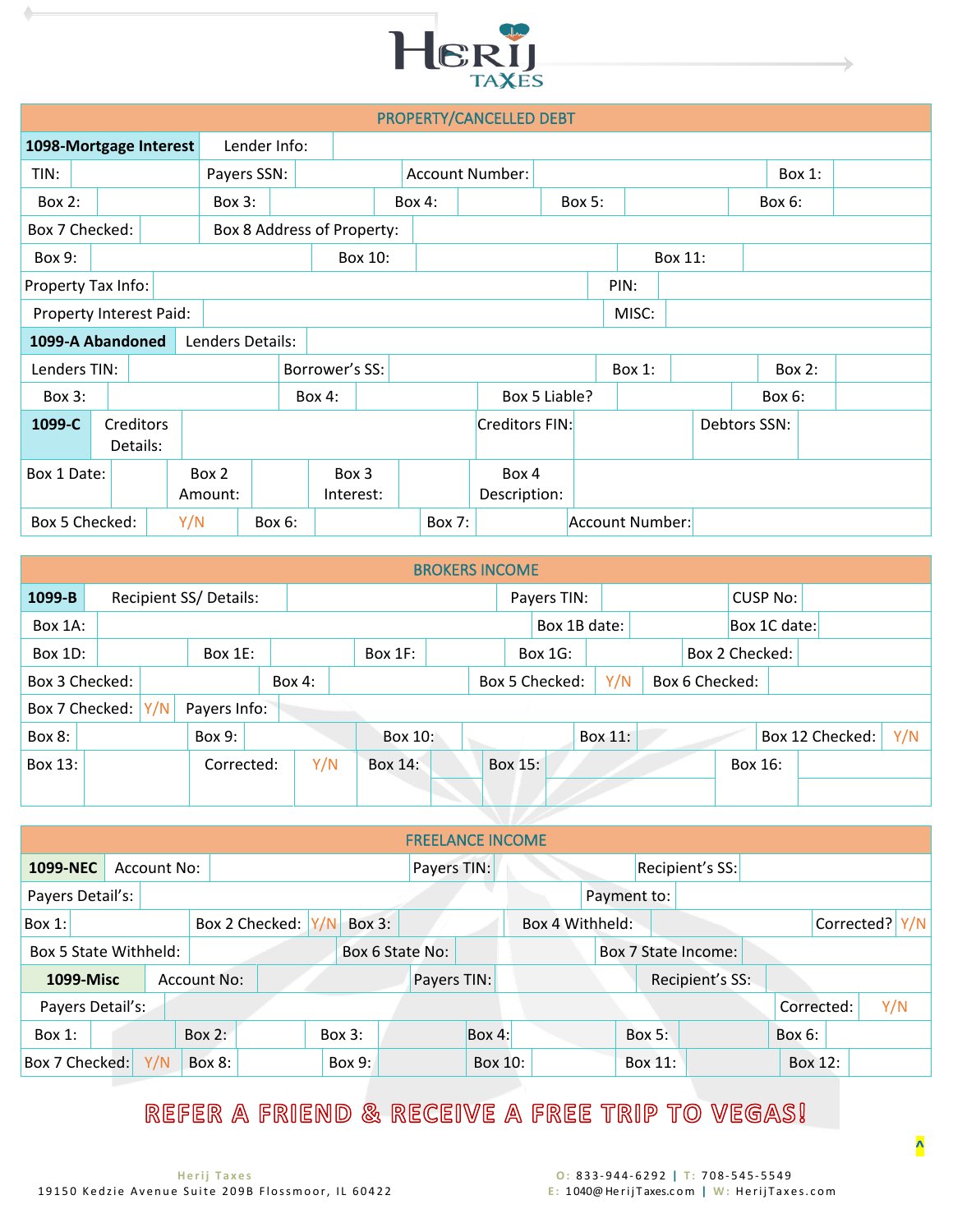# Herij Taxes

## PROPERTY/CANCELLED DEBT

| **1098-Mortgage Interest** | Lender Info: | | | | | | | | |
|---|---|---|---|---|---|---|---|---|---|
| TIN: | | Payers SSN: | | Account Number: | | | | Box 1: | |
| Box 2: | | Box 3: | | Box 4: | | Box 5: | | Box 6: | |
| Box 7 Checked: | | Box 8 Address of Property: | | | | | | | |
| Box 9: | | Box 10: | | | | Box 11: | | | |
| Property Tax Info: | | | | | | PIN: | | | |
| Property Interest Paid: | | | | | | MISC: | | | |
| **1099-A Abandoned** | Lenders Details: | | | | | | | | |
| Lenders TIN: | | Borrower's SS: | | | | Box 1: | | Box 2: | |
| Box 3: | | Box 4: | | Box 5 Liable? | | | | Box 6: | |
| **1099-C** | Creditors Details: | | | Creditors FIN: | | | | Debtors SSN: | |
| Box 1 Date: | | Box 2 Amount: | | Box 3 Interest: | | Box 4 Description: | | | |
| Box 5 Checked: | Y/N | Box 6: | | Box 7: | | Account Number: | | | |

## BROKERS INCOME

| **1099-B** | Recipient SS/ Details: | | | Payers TIN: | | CUSP No: | | | |
|---|---|---|---|---|---|---|---|---|---|
| Box 1A: | | | | Box 1B date: | | Box 1C date: | | | |
| Box 1D: | | Box 1E: | | Box 1F: | | Box 1G: | | Box 2 Checked: | |
| Box 3 Checked: | | Box 4: | | Box 5 Checked: | Y/N | Box 6 Checked: | | | |
| Box 7 Checked: | Y/N | Payers Info: | | | | | | | |
| Box 8: | | Box 9: | | Box 10: | | Box 11: | | Box 12 Checked: | Y/N |
| Box 13: | | Corrected: | Y/N | Box 14: | | Box 15: | | Box 16: | |

## FREELANCE INCOME

| **1099-NEC** | Account No: | | Payers TIN: | | Recipient's SS: | | | | |
|---|---|---|---|---|---|---|---|---|---|
| Payers Detail's: | | | | | Payment to: | | | | |
| Box 1: | | Box 2 Checked: | Y/N | Box 3: | | Box 4 Withheld: | | Corrected? | Y/N |
| Box 5 State Withheld: | | Box 6 State No: | | | | Box 7 State Income: | | | |
| **1099-Misc** | Account No: | | Payers TIN: | | Recipient's SS: | | | | |
| Payers Detail's: | | | | | | | | Corrected: | Y/N |
| Box 1: | | Box 2: | | Box 3: | | Box 4: | | Box 5: | | Box 6: | |
| Box 7 Checked: | Y/N | Box 8: | | Box 9: | | Box 10: | | Box 11: | | Box 12: | |

**REFER A FRIEND & RECEIVE A FREE TRIP TO VEGAS!**

Herij Taxes
19150 Kedzie Avenue Suite 209B Flossmoor, IL 60422

O: 833-944-6292 | T: 708-545-5549
E: 1040@HerijTaxes.com | W: HerijTaxes.com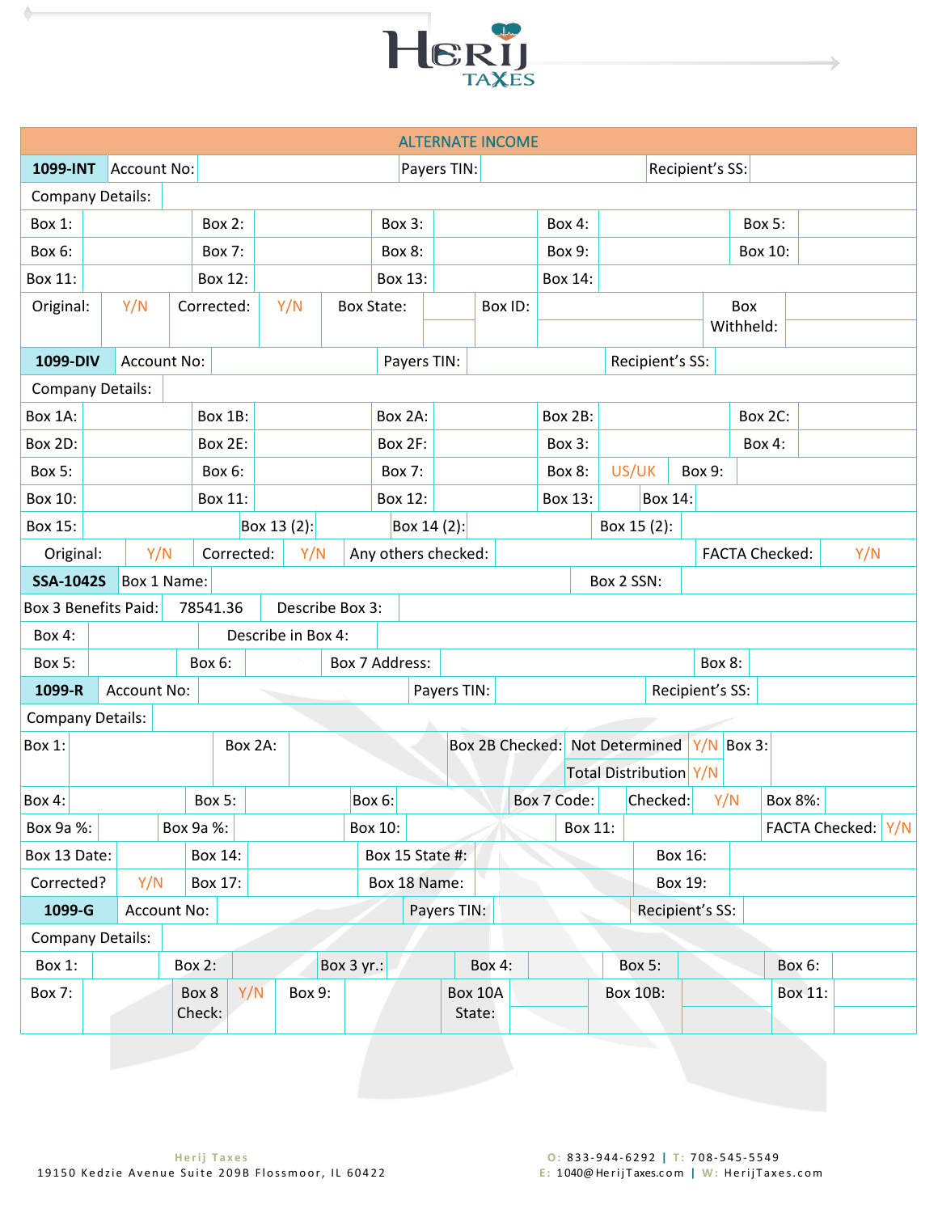# ALTERNATE INCOME

| 1099-INT | Account No: | | Payers TIN: | | Recipient's SS: | | | | |
|---|---|---|---|---|---|---|---|---|---|
| Company Details: | | | | | | | | | |
| Box 1: | | Box 2: | | Box 3: | | Box 4: | | Box 5: | |
| Box 6: | | Box 7: | | Box 8: | | Box 9: | | Box 10: | |
| Box 11: | | Box 12: | | Box 13: | | Box 14: | | | |
| Original: | Y/N | Corrected: | Y/N | Box State: | | Box ID: | | Box Withheld: | |

| 1099-DIV | Account No: | | Payers TIN: | | Recipient's SS: | | | | |
|---|---|---|---|---|---|---|---|---|---|
| Company Details: | | | | | | | | | |
| Box 1A: | | Box 1B: | | Box 2A: | | Box 2B: | | Box 2C: | |
| Box 2D: | | Box 2E: | | Box 2F: | | Box 3: | | Box 4: | |
| Box 5: | | Box 6: | | Box 7: | | Box 8: | US/UK | Box 9: | |
| Box 10: | | Box 11: | | Box 12: | | Box 13: | | Box 14: | |
| Box 15: | | Box 13 (2): | | Box 14 (2): | | Box 15 (2): | | | |
| Original: | Y/N | Corrected: | Y/N | Any others checked: | | FACTA Checked: | Y/N | | |

| SSA-1042S | Box 1 Name: | | Box 2 SSN: | | | | |
|---|---|---|---|---|---|---|---|
| Box 3 Benefits Paid: | 78541.36 | Describe Box 3: | | | | | |
| Box 4: | | Describe in Box 4: | | | | | |
| Box 5: | | Box 6: | | Box 7 Address: | | Box 8: | |

| 1099-R | Account No: | | Payers TIN: | | Recipient's SS: | | | | |
|---|---|---|---|---|---|---|---|---|---|
| Company Details: | | | | | | | | | |
| Box 1: | | Box 2A: | | Box 2B Checked: | Not Determined | Y/N | Box 3: | | |
| | | | | | Total Distribution | Y/N | | | |
| Box 4: | | Box 5: | | Box 6: | | Box 7 Code: | Checked: | Y/N | Box 8%: |
| Box 9a %: | | Box 9a %: | | Box 10: | | Box 11: | | FACTA Checked: | Y/N |
| Box 13 Date: | | Box 14: | | Box 15 State #: | | Box 16: | | | |
| Corrected? | Y/N | Box 17: | | Box 18 Name: | | Box 19: | | | |

| 1099-G | Account No: | | Payers TIN: | | Recipient's SS: | | | | | | |
|---|---|---|---|---|---|---|---|---|---|---|---|
| Company Details: | | | | | | | | | | | |
| Box 1: | | Box 2: | | Box 3 yr.: | | Box 4: | | Box 5: | | Box 6: | |
| Box 7: | | Box 8 Check: | Y/N | Box 9: | | Box 10A State: | | Box 10B: | | Box 11: | |

Herij Taxes
19150 Kedzie Avenue Suite 209B Flossmoor, IL 60422

O: 833-944-6292 | T: 708-545-5549
E: 1040@HerijTaxes.com | W: HerijTaxes.com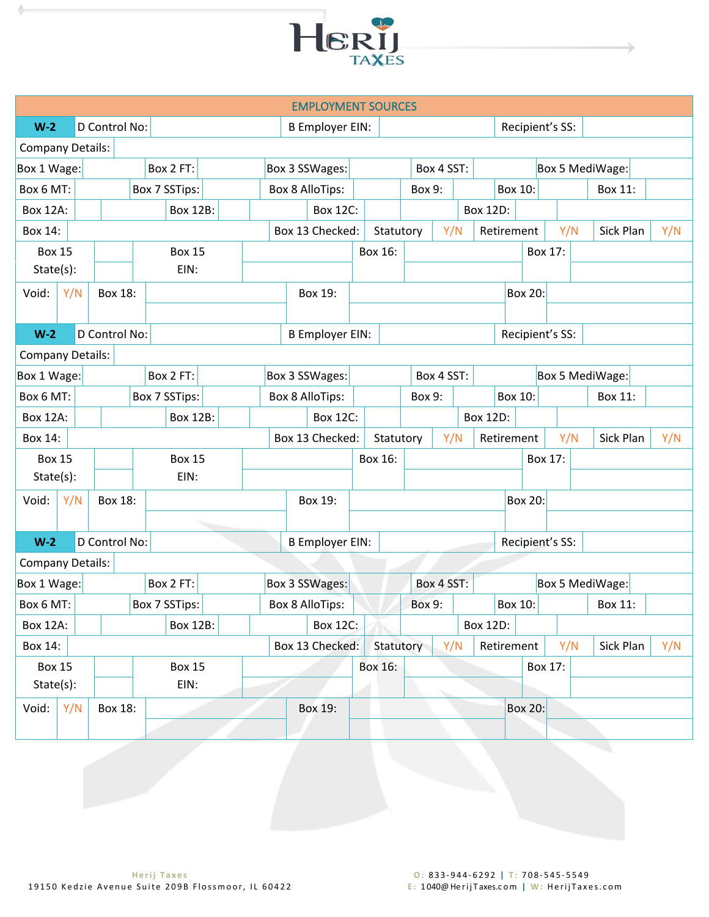Herij Taxes

## EMPLOYMENT SOURCES

| | | | | | | | | | | |
|---|---|---|---|---|---|---|---|---|---|---|
| **W-2** | D Control No: | | B Employer EIN: | | Recipient's SS: | | | | | |
| Company Details: | | | | | | | | | | |
| Box 1 Wage: | | Box 2 FT: | | Box 3 SSWages: | | Box 4 SST: | | Box 5 MediWage: | | |
| Box 6 MT: | | Box 7 SSTips: | | Box 8 AlloTips: | | Box 9: | | Box 10: | | Box 11: |
| Box 12A: | | Box 12B: | | Box 12C: | | Box 12D: | | | | |
| Box 14: | | | Box 13 Checked: | Statutory | Y/N | Retirement | Y/N | Sick Plan | Y/N | |
| Box 15 State(s): | | Box 15 EIN: | | Box 16: | | Box 17: | | | | |
| Void: | Y/N | Box 18: | | Box 19: | | Box 20: | | | | |

| | | | | | | | | | | |
|---|---|---|---|---|---|---|---|---|---|---|
| **W-2** | D Control No: | | B Employer EIN: | | Recipient's SS: | | | | | |
| Company Details: | | | | | | | | | | |
| Box 1 Wage: | | Box 2 FT: | | Box 3 SSWages: | | Box 4 SST: | | Box 5 MediWage: | | |
| Box 6 MT: | | Box 7 SSTips: | | Box 8 AlloTips: | | Box 9: | | Box 10: | | Box 11: |
| Box 12A: | | Box 12B: | | Box 12C: | | Box 12D: | | | | |
| Box 14: | | | Box 13 Checked: | Statutory | Y/N | Retirement | Y/N | Sick Plan | Y/N | |
| Box 15 State(s): | | Box 15 EIN: | | Box 16: | | Box 17: | | | | |
| Void: | Y/N | Box 18: | | Box 19: | | Box 20: | | | | |

| | | | | | | | | | | |
|---|---|---|---|---|---|---|---|---|---|---|
| **W-2** | D Control No: | | B Employer EIN: | | Recipient's SS: | | | | | |
| Company Details: | | | | | | | | | | |
| Box 1 Wage: | | Box 2 FT: | | Box 3 SSWages: | | Box 4 SST: | | Box 5 MediWage: | | |
| Box 6 MT: | | Box 7 SSTips: | | Box 8 AlloTips: | | Box 9: | | Box 10: | | Box 11: |
| Box 12A: | | Box 12B: | | Box 12C: | | Box 12D: | | | | |
| Box 14: | | | Box 13 Checked: | Statutory | Y/N | Retirement | Y/N | Sick Plan | Y/N | |
| Box 15 State(s): | | Box 15 EIN: | | Box 16: | | Box 17: | | | | |
| Void: | Y/N | Box 18: | | Box 19: | | Box 20: | | | | |

Herij Taxes
19150 Kedzie Avenue Suite 209B Flossmoor, IL 60422

O: 833-944-6292 | T: 708-545-5549
E: 1040@HerijTaxes.com | W: HerijTaxes.com